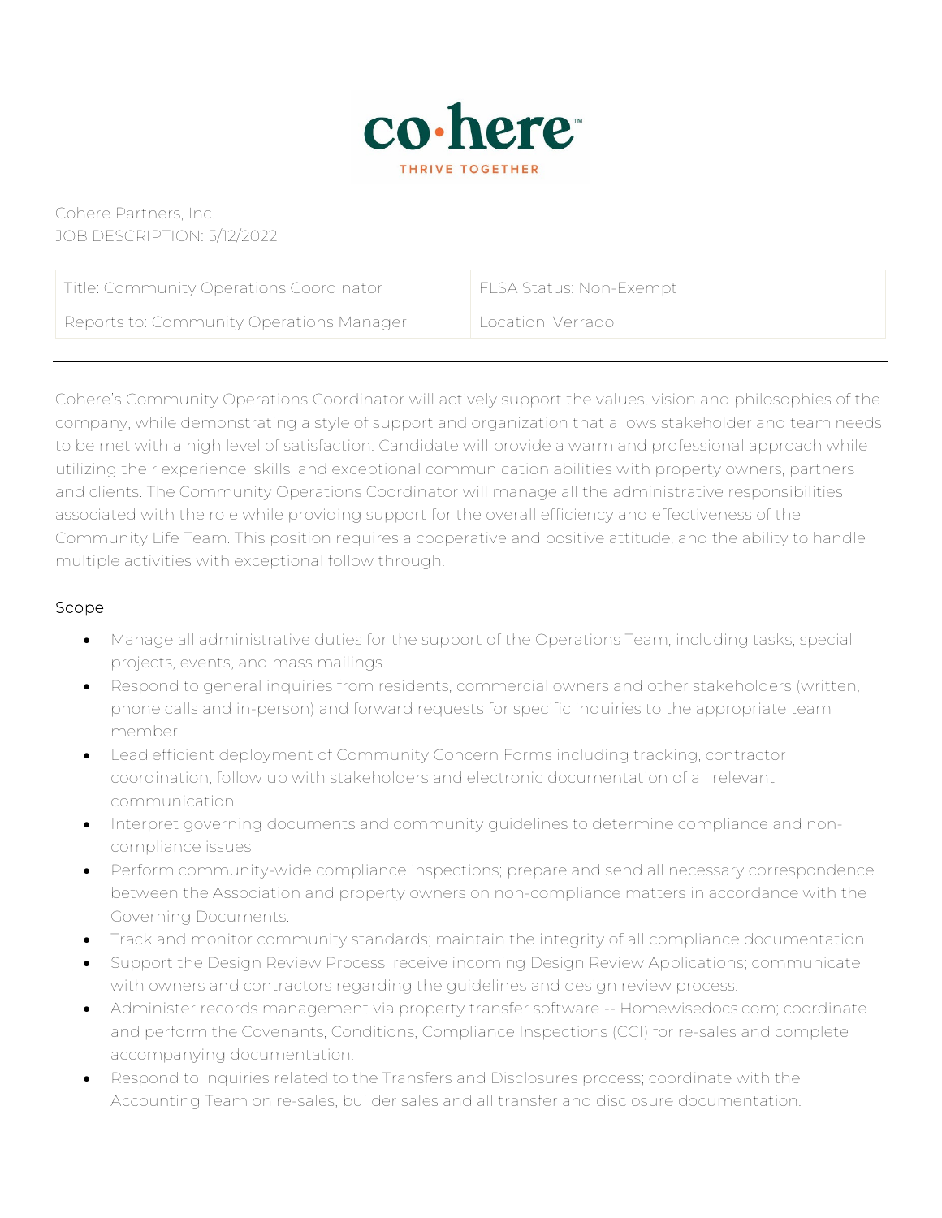co·here™
THRIVE TOGETHER

Cohere Partners, Inc.
JOB DESCRIPTION: 5/12/2022

| Title: Community Operations Coordinator | FLSA Status: Non-Exempt |
| --- | --- |
| Reports to: Community Operations Manager | Location: Verrado |

Cohere's Community Operations Coordinator will actively support the values, vision and philosophies of the company, while demonstrating a style of support and organization that allows stakeholder and team needs to be met with a high level of satisfaction. Candidate will provide a warm and professional approach while utilizing their experience, skills, and exceptional communication abilities with property owners, partners and clients. The Community Operations Coordinator will manage all the administrative responsibilities associated with the role while providing support for the overall efficiency and effectiveness of the Community Life Team. This position requires a cooperative and positive attitude, and the ability to handle multiple activities with exceptional follow through.

## Scope

- Manage all administrative duties for the support of the Operations Team, including tasks, special projects, events, and mass mailings.
- Respond to general inquiries from residents, commercial owners and other stakeholders (written, phone calls and in-person) and forward requests for specific inquiries to the appropriate team member.
- Lead efficient deployment of Community Concern Forms including tracking, contractor coordination, follow up with stakeholders and electronic documentation of all relevant communication.
- Interpret governing documents and community guidelines to determine compliance and non-compliance issues.
- Perform community-wide compliance inspections; prepare and send all necessary correspondence between the Association and property owners on non-compliance matters in accordance with the Governing Documents.
- Track and monitor community standards; maintain the integrity of all compliance documentation.
- Support the Design Review Process; receive incoming Design Review Applications; communicate with owners and contractors regarding the guidelines and design review process.
- Administer records management via property transfer software -- Homewisedocs.com; coordinate and perform the Covenants, Conditions, Compliance Inspections (CCI) for re-sales and complete accompanying documentation.
- Respond to inquiries related to the Transfers and Disclosures process; coordinate with the Accounting Team on re-sales, builder sales and all transfer and disclosure documentation.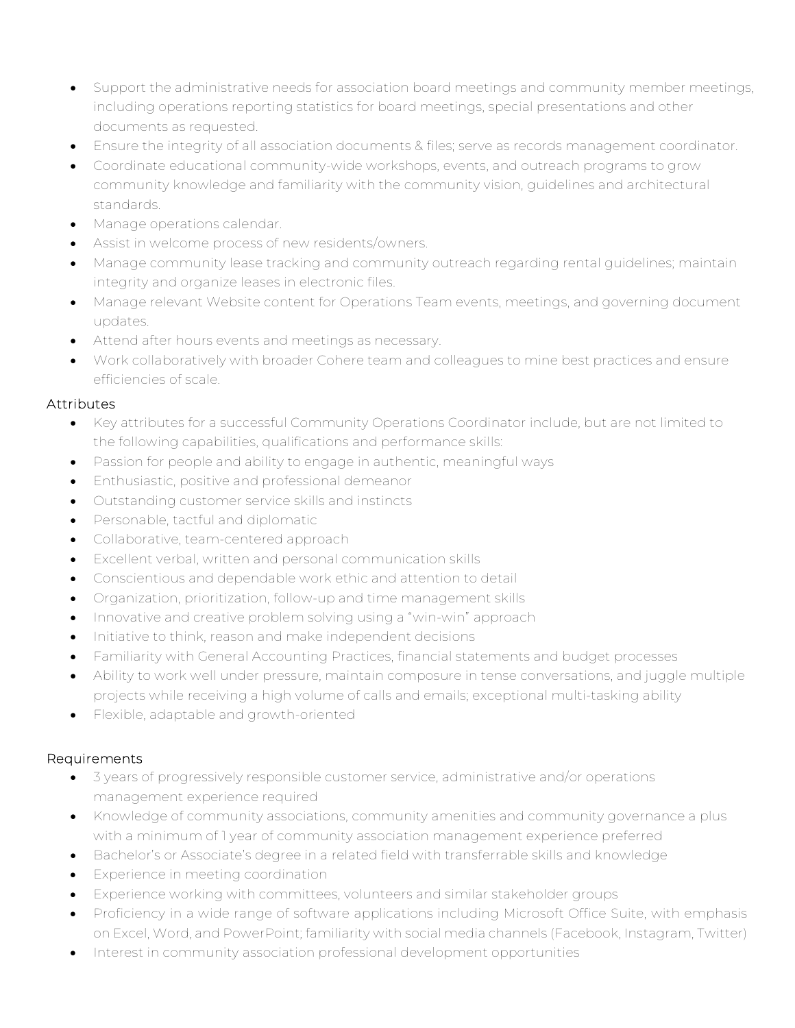- Support the administrative needs for association board meetings and community member meetings, including operations reporting statistics for board meetings, special presentations and other documents as requested.
- Ensure the integrity of all association documents & files; serve as records management coordinator.
- Coordinate educational community-wide workshops, events, and outreach programs to grow community knowledge and familiarity with the community vision, guidelines and architectural standards.
- Manage operations calendar.
- Assist in welcome process of new residents/owners.
- Manage community lease tracking and community outreach regarding rental guidelines; maintain integrity and organize leases in electronic files.
- Manage relevant Website content for Operations Team events, meetings, and governing document updates.
- Attend after hours events and meetings as necessary.
- Work collaboratively with broader Cohere team and colleagues to mine best practices and ensure efficiencies of scale.

## Attributes

- Key attributes for a successful Community Operations Coordinator include, but are not limited to the following capabilities, qualifications and performance skills:
- Passion for people and ability to engage in authentic, meaningful ways
- Enthusiastic, positive and professional demeanor
- Outstanding customer service skills and instincts
- Personable, tactful and diplomatic
- Collaborative, team-centered approach
- Excellent verbal, written and personal communication skills
- Conscientious and dependable work ethic and attention to detail
- Organization, prioritization, follow-up and time management skills
- Innovative and creative problem solving using a "win-win" approach
- Initiative to think, reason and make independent decisions
- Familiarity with General Accounting Practices, financial statements and budget processes
- Ability to work well under pressure, maintain composure in tense conversations, and juggle multiple projects while receiving a high volume of calls and emails; exceptional multi-tasking ability
- Flexible, adaptable and growth-oriented

## Requirements

- 3 years of progressively responsible customer service, administrative and/or operations management experience required
- Knowledge of community associations, community amenities and community governance a plus with a minimum of 1 year of community association management experience preferred
- Bachelor's or Associate's degree in a related field with transferrable skills and knowledge
- Experience in meeting coordination
- Experience working with committees, volunteers and similar stakeholder groups
- Proficiency in a wide range of software applications including Microsoft Office Suite, with emphasis on Excel, Word, and PowerPoint; familiarity with social media channels (Facebook, Instagram, Twitter)
- Interest in community association professional development opportunities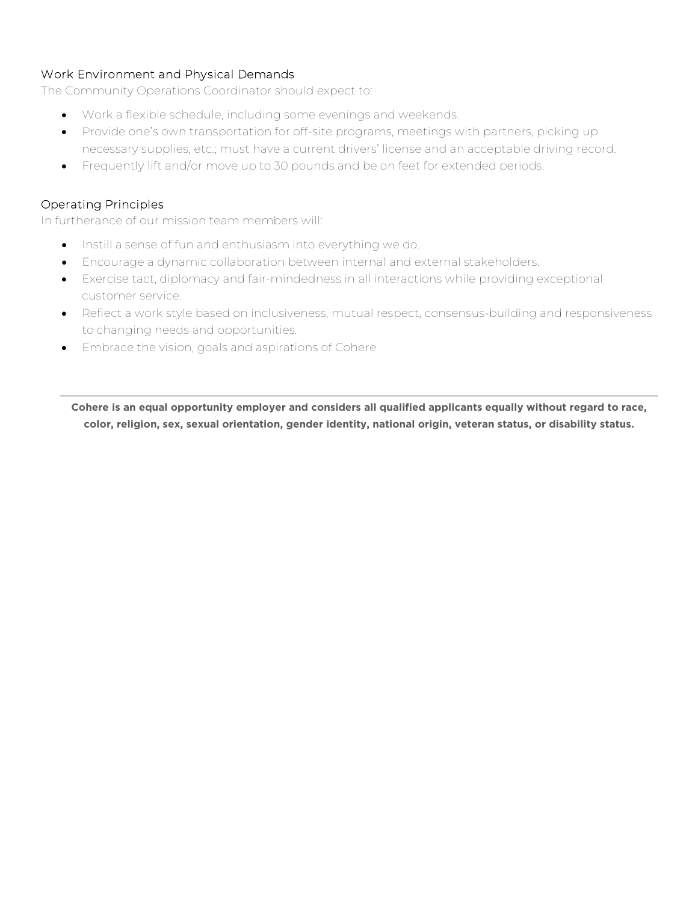## Work Environment and Physical Demands

The Community Operations Coordinator should expect to:

- Work a flexible schedule, including some evenings and weekends.
- Provide one's own transportation for off-site programs, meetings with partners, picking up necessary supplies, etc.; must have a current drivers' license and an acceptable driving record.
- Frequently lift and/or move up to 30 pounds and be on feet for extended periods.

## Operating Principles

In furtherance of our mission team members will:

- Instill a sense of fun and enthusiasm into everything we do.
- Encourage a dynamic collaboration between internal and external stakeholders.
- Exercise tact, diplomacy and fair-mindedness in all interactions while providing exceptional customer service.
- Reflect a work style based on inclusiveness, mutual respect, consensus-building and responsiveness to changing needs and opportunities.
- Embrace the vision, goals and aspirations of Cohere

---

**Cohere is an equal opportunity employer and considers all qualified applicants equally without regard to race, color, religion, sex, sexual orientation, gender identity, national origin, veteran status, or disability status.**